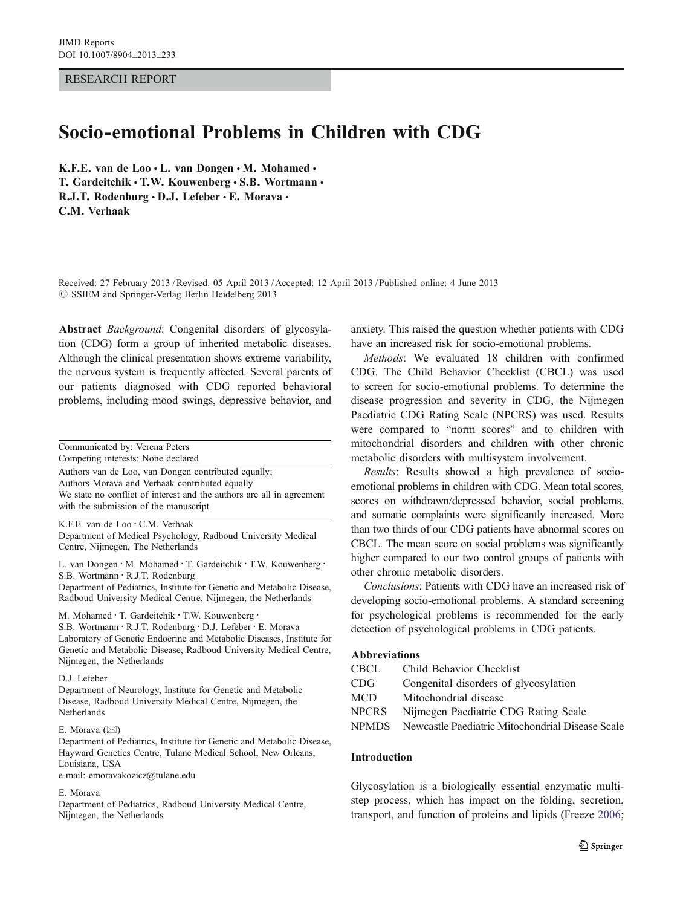RESEARCH REPORT

# Socio-emotional Problems in Children with CDG

**K.F.E. van de Loo • L. van Dongen • M. Mohamed • T. Gardeitchik • T.W. Kouwenberg • S.B. Wortmann • R.J.T. Rodenburg • D.J. Lefeber • E. Morava • C.M. Verhaak**

Received: 27 February 2013 / Revised: 05 April 2013 / Accepted: 12 April 2013 / Published online: 4 June 2013
© SSIEM and Springer-Verlag Berlin Heidelberg 2013

**Abstract** *Background*: Congenital disorders of glycosylation (CDG) form a group of inherited metabolic diseases. Although the clinical presentation shows extreme variability, the nervous system is frequently affected. Several parents of our patients diagnosed with CDG reported behavioral problems, including mood swings, depressive behavior, and anxiety. This raised the question whether patients with CDG have an increased risk for socio-emotional problems.

*Methods*: We evaluated 18 children with confirmed CDG. The Child Behavior Checklist (CBCL) was used to screen for socio-emotional problems. To determine the disease progression and severity in CDG, the Nijmegen Paediatric CDG Rating Scale (NPCRS) was used. Results were compared to "norm scores" and to children with mitochondrial disorders and children with other chronic metabolic disorders with multisystem involvement.

*Results*: Results showed a high prevalence of socio-emotional problems in children with CDG. Mean total scores, scores on withdrawn/depressed behavior, social problems, and somatic complaints were significantly increased. More than two thirds of our CDG patients have abnormal scores on CBCL. The mean score on social problems was significantly higher compared to our two control groups of patients with other chronic metabolic disorders.

*Conclusions*: Patients with CDG have an increased risk of developing socio-emotional problems. A standard screening for psychological problems is recommended for the early detection of psychological problems in CDG patients.

Communicated by: Verena Peters
Competing interests: None declared

Authors van de Loo, van Dongen contributed equally;
Authors Morava and Verhaak contributed equally
We state no conflict of interest and the authors are all in agreement with the submission of the manuscript

K.F.E. van de Loo · C.M. Verhaak
Department of Medical Psychology, Radboud University Medical Centre, Nijmegen, The Netherlands

L. van Dongen · M. Mohamed · T. Gardeitchik · T.W. Kouwenberg · S.B. Wortmann · R.J.T. Rodenburg
Department of Pediatrics, Institute for Genetic and Metabolic Disease, Radboud University Medical Centre, Nijmegen, the Netherlands

M. Mohamed · T. Gardeitchik · T.W. Kouwenberg · S.B. Wortmann · R.J.T. Rodenburg · D.J. Lefeber · E. Morava
Laboratory of Genetic Endocrine and Metabolic Diseases, Institute for Genetic and Metabolic Disease, Radboud University Medical Centre, Nijmegen, the Netherlands

D.J. Lefeber
Department of Neurology, Institute for Genetic and Metabolic Disease, Radboud University Medical Centre, Nijmegen, the Netherlands

E. Morava (✉)
Department of Pediatrics, Institute for Genetic and Metabolic Disease, Hayward Genetics Centre, Tulane Medical School, New Orleans, Louisiana, USA
e-mail: emoravakozicz@tulane.edu

E. Morava
Department of Pediatrics, Radboud University Medical Centre, Nijmegen, the Netherlands

## Abbreviations

| | |
|---|---|
| CBCL | Child Behavior Checklist |
| CDG | Congenital disorders of glycosylation |
| MCD | Mitochondrial disease |
| NPCRS | Nijmegen Paediatric CDG Rating Scale |
| NPMDS | Newcastle Paediatric Mitochondrial Disease Scale |

## Introduction

Glycosylation is a biologically essential enzymatic multistep process, which has impact on the folding, secretion, transport, and function of proteins and lipids (Freeze 2006;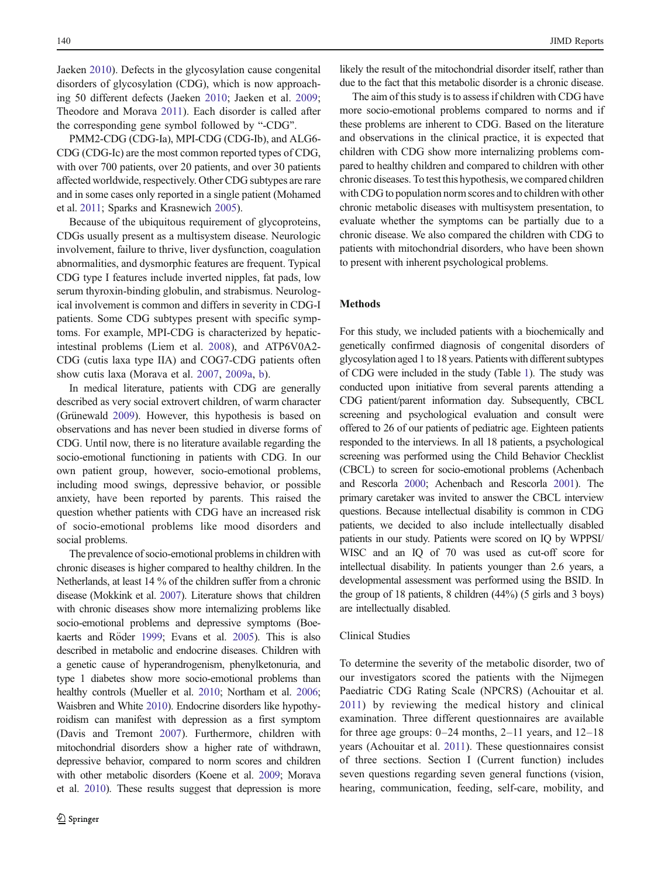Jaeken 2010). Defects in the glycosylation cause congenital disorders of glycosylation (CDG), which is now approaching 50 different defects (Jaeken 2010; Jaeken et al. 2009; Theodore and Morava 2011). Each disorder is called after the corresponding gene symbol followed by "-CDG".

PMM2-CDG (CDG-Ia), MPI-CDG (CDG-Ib), and ALG6-CDG (CDG-Ic) are the most common reported types of CDG, with over 700 patients, over 20 patients, and over 30 patients affected worldwide, respectively. Other CDG subtypes are rare and in some cases only reported in a single patient (Mohamed et al. 2011; Sparks and Krasnewich 2005).

Because of the ubiquitous requirement of glycoproteins, CDGs usually present as a multisystem disease. Neurologic involvement, failure to thrive, liver dysfunction, coagulation abnormalities, and dysmorphic features are frequent. Typical CDG type I features include inverted nipples, fat pads, low serum thyroxin-binding globulin, and strabismus. Neurological involvement is common and differs in severity in CDG-I patients. Some CDG subtypes present with specific symptoms. For example, MPI-CDG is characterized by hepatic-intestinal problems (Liem et al. 2008), and ATP6V0A2-CDG (cutis laxa type IIA) and COG7-CDG patients often show cutis laxa (Morava et al. 2007, 2009a, b).

In medical literature, patients with CDG are generally described as very social extrovert children, of warm character (Grünewald 2009). However, this hypothesis is based on observations and has never been studied in diverse forms of CDG. Until now, there is no literature available regarding the socio-emotional functioning in patients with CDG. In our own patient group, however, socio-emotional problems, including mood swings, depressive behavior, or possible anxiety, have been reported by parents. This raised the question whether patients with CDG have an increased risk of socio-emotional problems like mood disorders and social problems.

The prevalence of socio-emotional problems in children with chronic diseases is higher compared to healthy children. In the Netherlands, at least 14 % of the children suffer from a chronic disease (Mokkink et al. 2007). Literature shows that children with chronic diseases show more internalizing problems like socio-emotional problems and depressive symptoms (Boekaerts and Röder 1999; Evans et al. 2005). This is also described in metabolic and endocrine diseases. Children with a genetic cause of hyperandrogenism, phenylketonuria, and type 1 diabetes show more socio-emotional problems than healthy controls (Mueller et al. 2010; Northam et al. 2006; Waisbren and White 2010). Endocrine disorders like hypothyroidism can manifest with depression as a first symptom (Davis and Tremont 2007). Furthermore, children with mitochondrial disorders show a higher rate of withdrawn, depressive behavior, compared to norm scores and children with other metabolic disorders (Koene et al. 2009; Morava et al. 2010). These results suggest that depression is more likely the result of the mitochondrial disorder itself, rather than due to the fact that this metabolic disorder is a chronic disease.

The aim of this study is to assess if children with CDG have more socio-emotional problems compared to norms and if these problems are inherent to CDG. Based on the literature and observations in the clinical practice, it is expected that children with CDG show more internalizing problems compared to healthy children and compared to children with other chronic diseases. To test this hypothesis, we compared children with CDG to population norm scores and to children with other chronic metabolic diseases with multisystem presentation, to evaluate whether the symptoms can be partially due to a chronic disease. We also compared the children with CDG to patients with mitochondrial disorders, who have been shown to present with inherent psychological problems.

## Methods

For this study, we included patients with a biochemically and genetically confirmed diagnosis of congenital disorders of glycosylation aged 1 to 18 years. Patients with different subtypes of CDG were included in the study (Table 1). The study was conducted upon initiative from several parents attending a CDG patient/parent information day. Subsequently, CBCL screening and psychological evaluation and consult were offered to 26 of our patients of pediatric age. Eighteen patients responded to the interviews. In all 18 patients, a psychological screening was performed using the Child Behavior Checklist (CBCL) to screen for socio-emotional problems (Achenbach and Rescorla 2000; Achenbach and Rescorla 2001). The primary caretaker was invited to answer the CBCL interview questions. Because intellectual disability is common in CDG patients, we decided to also include intellectually disabled patients in our study. Patients were scored on IQ by WPPSI/WISC and an IQ of 70 was used as cut-off score for intellectual disability. In patients younger than 2.6 years, a developmental assessment was performed using the BSID. In the group of 18 patients, 8 children (44%) (5 girls and 3 boys) are intellectually disabled.

### Clinical Studies

To determine the severity of the metabolic disorder, two of our investigators scored the patients with the Nijmegen Paediatric CDG Rating Scale (NPCRS) (Achouitar et al. 2011) by reviewing the medical history and clinical examination. Three different questionnaires are available for three age groups: 0–24 months, 2–11 years, and 12–18 years (Achouitar et al. 2011). These questionnaires consist of three sections. Section I (Current function) includes seven questions regarding seven general functions (vision, hearing, communication, feeding, self-care, mobility, and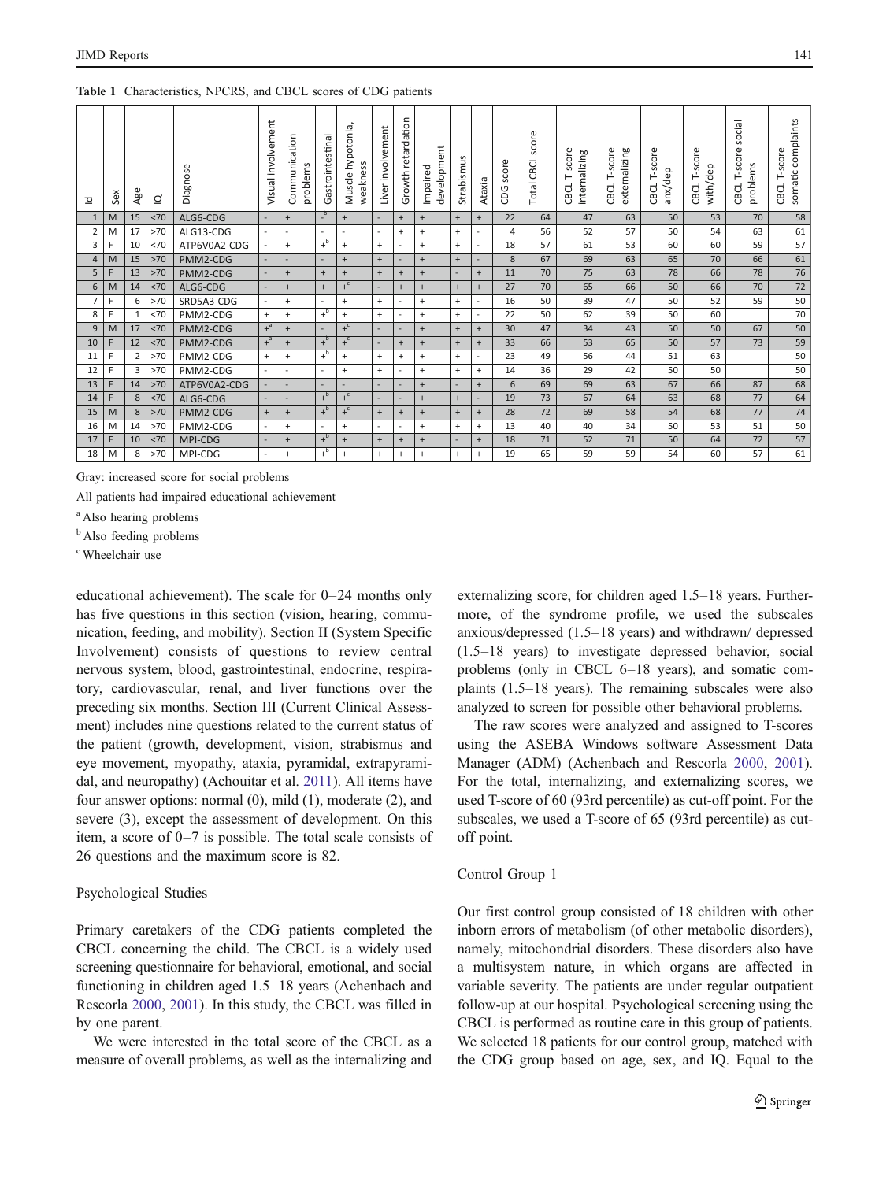**Table 1** Characteristics, NPCRS, and CBCL scores of CDG patients

| Id | Sex | Age | IQ | Diagnose | Visual involvement | Communication problems | Gastrointestinal | Muscle hypotonia, weakness | Liver involvement | Growth retardation | Impaired development | Strabismus | Ataxia | CDG score | Total CBCL score | CBCL T-score internalizing | CBCL T-score externalizing | CBCL T-score anx/dep | CBCL T-score with/dep | CBCL T-score social problems | CBCL T-score somatic complaints |
|---|---|---|---|---|---|---|---|---|---|---|---|---|---|---|---|---|---|---|---|---|---|
| 1 | M | 15 | <70 | ALG6-CDG | - | + | -[b] | + | - | + | + | + | + | 22 | 64 | 47 | 63 | 50 | 53 | 70 | 58 |
| 2 | M | 17 | >70 | ALG13-CDG | - | - | - | - | - | + | + | + | - | 4 | 56 | 52 | 57 | 50 | 54 | 63 | 61 |
| 3 | F | 10 | <70 | ATP6V0A2-CDG | - | + | +[b] | + | + | - | + | + | - | 18 | 57 | 61 | 53 | 60 | 60 | 59 | 57 |
| 4 | M | 15 | >70 | PMM2-CDG | - | - | - | + | + | - | + | + | - | 8 | 67 | 69 | 63 | 65 | 70 | 66 | 61 |
| 5 | F | 13 | >70 | PMM2-CDG | - | + | + | + | + | + | + | - | + | 11 | 70 | 75 | 63 | 78 | 66 | 78 | 76 |
| 6 | M | 14 | <70 | ALG6-CDG | - | + | + | +[c] | - | + | + | + | + | 27 | 70 | 65 | 66 | 50 | 66 | 70 | 72 |
| 7 | F | 6 | >70 | SRD5A3-CDG | - | + | - | + | + | - | + | + | - | 16 | 50 | 39 | 47 | 50 | 52 | 59 | 50 |
| 8 | F | 1 | <70 | PMM2-CDG | + | + | +[b] | + | + | - | + | + | - | 22 | 50 | 62 | 39 | 50 | 60 | | 70 |
| 9 | M | 17 | <70 | PMM2-CDG | +[a] | + | - | +[c] | - | - | + | + | + | 30 | 47 | 34 | 43 | 50 | 50 | 67 | 50 |
| 10 | F | 12 | <70 | PMM2-CDG | +[a] | + | +[b] | +[c] | - | + | + | + | + | 33 | 66 | 53 | 65 | 50 | 57 | 73 | 59 |
| 11 | F | 2 | >70 | PMM2-CDG | + | + | +[b] | + | + | + | + | + | - | 23 | 49 | 56 | 44 | 51 | 63 | | 50 |
| 12 | F | 3 | >70 | PMM2-CDG | - | - | - | + | + | - | + | + | + | 14 | 36 | 29 | 42 | 50 | 50 | | 50 |
| 13 | F | 14 | >70 | ATP6V0A2-CDG | - | - | - | - | - | - | + | - | + | 6 | 69 | 69 | 63 | 67 | 66 | 87 | 68 |
| 14 | F | 8 | <70 | ALG6-CDG | - | - | +[b] | +[c] | - | - | + | + | - | 19 | 73 | 67 | 64 | 63 | 68 | 77 | 64 |
| 15 | M | 8 | >70 | PMM2-CDG | + | + | +[b] | +[c] | + | + | + | + | + | 28 | 72 | 69 | 58 | 54 | 68 | 77 | 74 |
| 16 | M | 14 | >70 | PMM2-CDG | - | + | - | + | - | - | + | + | + | 13 | 40 | 40 | 34 | 50 | 53 | 51 | 50 |
| 17 | F | 10 | <70 | MPI-CDG | - | + | +[b] | + | + | + | + | - | + | 18 | 71 | 52 | 71 | 50 | 64 | 72 | 57 |
| 18 | M | 8 | >70 | MPI-CDG | - | + | +[b] | + | + | + | + | + | + | 19 | 65 | 59 | 59 | 54 | 60 | 57 | 61 |

Gray: increased score for social problems

All patients had impaired educational achievement

[a] Also hearing problems

[b] Also feeding problems

[c] Wheelchair use

educational achievement). The scale for 0–24 months only has five questions in this section (vision, hearing, communication, feeding, and mobility). Section II (System Specific Involvement) consists of questions to review central nervous system, blood, gastrointestinal, endocrine, respiratory, cardiovascular, renal, and liver functions over the preceding six months. Section III (Current Clinical Assessment) includes nine questions related to the current status of the patient (growth, development, vision, strabismus and eye movement, myopathy, ataxia, pyramidal, extrapyramidal, and neuropathy) (Achouitar et al. 2011). All items have four answer options: normal (0), mild (1), moderate (2), and severe (3), except the assessment of development. On this item, a score of 0–7 is possible. The total scale consists of 26 questions and the maximum score is 82.

### Psychological Studies

Primary caretakers of the CDG patients completed the CBCL concerning the child. The CBCL is a widely used screening questionnaire for behavioral, emotional, and social functioning in children aged 1.5–18 years (Achenbach and Rescorla 2000, 2001). In this study, the CBCL was filled in by one parent.

We were interested in the total score of the CBCL as a measure of overall problems, as well as the internalizing and externalizing score, for children aged 1.5–18 years. Furthermore, of the syndrome profile, we used the subscales anxious/depressed (1.5–18 years) and withdrawn/ depressed (1.5–18 years) to investigate depressed behavior, social problems (only in CBCL 6–18 years), and somatic complaints (1.5–18 years). The remaining subscales were also analyzed to screen for possible other behavioral problems.

The raw scores were analyzed and assigned to T-scores using the ASEBA Windows software Assessment Data Manager (ADM) (Achenbach and Rescorla 2000, 2001). For the total, internalizing, and externalizing scores, we used T-score of 60 (93rd percentile) as cut-off point. For the subscales, we used a T-score of 65 (93rd percentile) as cut-off point.

### Control Group 1

Our first control group consisted of 18 children with other inborn errors of metabolism (of other metabolic disorders), namely, mitochondrial disorders. These disorders also have a multisystem nature, in which organs are affected in variable severity. The patients are under regular outpatient follow-up at our hospital. Psychological screening using the CBCL is performed as routine care in this group of patients. We selected 18 patients for our control group, matched with the CDG group based on age, sex, and IQ. Equal to the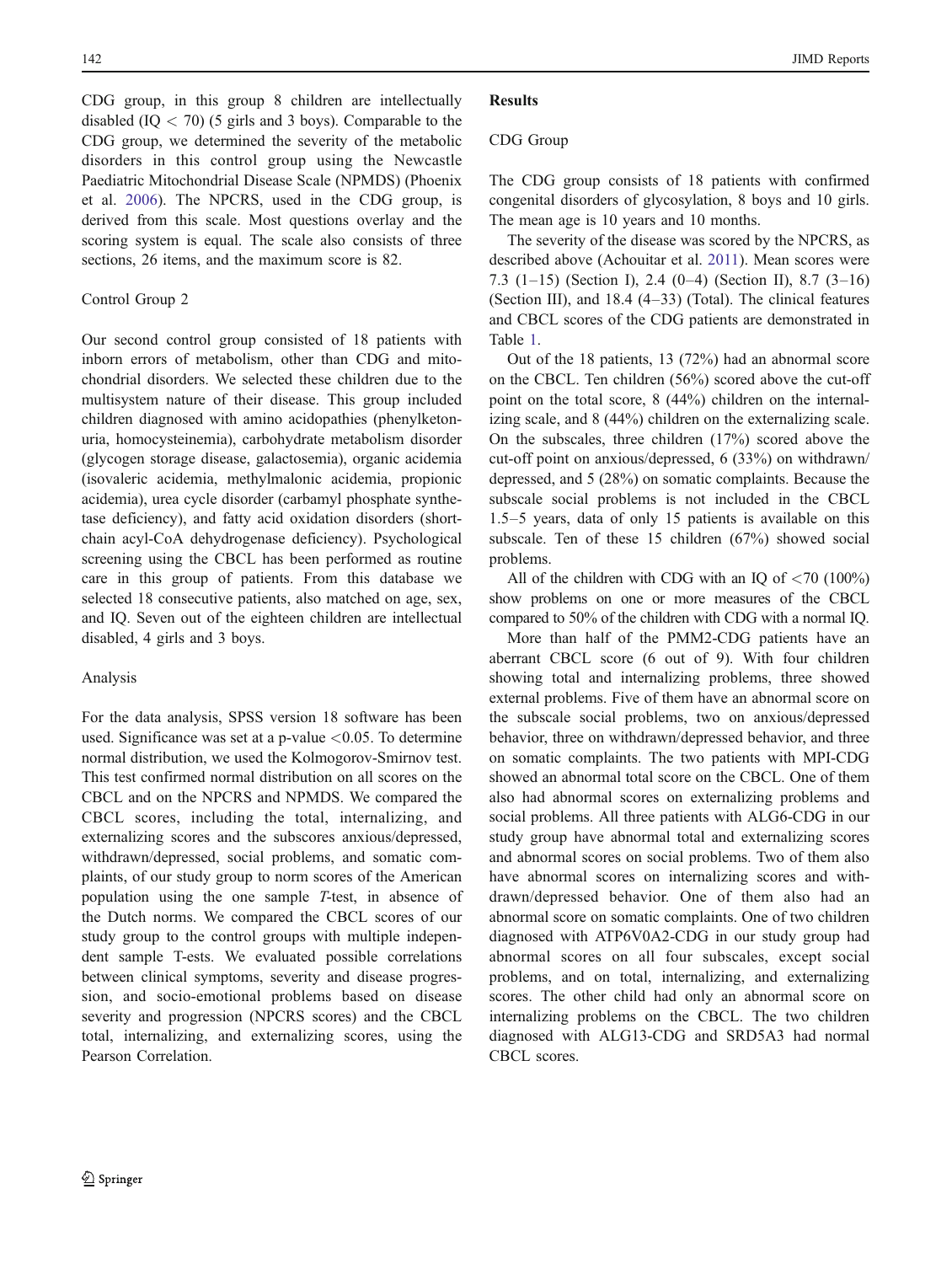CDG group, in this group 8 children are intellectually disabled (IQ < 70) (5 girls and 3 boys). Comparable to the CDG group, we determined the severity of the metabolic disorders in this control group using the Newcastle Paediatric Mitochondrial Disease Scale (NPMDS) (Phoenix et al. 2006). The NPCRS, used in the CDG group, is derived from this scale. Most questions overlay and the scoring system is equal. The scale also consists of three sections, 26 items, and the maximum score is 82.

### Control Group 2

Our second control group consisted of 18 patients with inborn errors of metabolism, other than CDG and mitochondrial disorders. We selected these children due to the multisystem nature of their disease. This group included children diagnosed with amino acidopathies (phenylketonuria, homocysteinemia), carbohydrate metabolism disorder (glycogen storage disease, galactosemia), organic acidemia (isovaleric acidemia, methylmalonic acidemia, propionic acidemia), urea cycle disorder (carbamyl phosphate synthetase deficiency), and fatty acid oxidation disorders (short-chain acyl-CoA dehydrogenase deficiency). Psychological screening using the CBCL has been performed as routine care in this group of patients. From this database we selected 18 consecutive patients, also matched on age, sex, and IQ. Seven out of the eighteen children are intellectual disabled, 4 girls and 3 boys.

### Analysis

For the data analysis, SPSS version 18 software has been used. Significance was set at a p-value <0.05. To determine normal distribution, we used the Kolmogorov-Smirnov test. This test confirmed normal distribution on all scores on the CBCL and on the NPCRS and NPMDS. We compared the CBCL scores, including the total, internalizing, and externalizing scores and the subscores anxious/depressed, withdrawn/depressed, social problems, and somatic complaints, of our study group to norm scores of the American population using the one sample *T*-test, in absence of the Dutch norms. We compared the CBCL scores of our study group to the control groups with multiple independent sample T-ests. We evaluated possible correlations between clinical symptoms, severity and disease progression, and socio-emotional problems based on disease severity and progression (NPCRS scores) and the CBCL total, internalizing, and externalizing scores, using the Pearson Correlation.

## Results

### CDG Group

The CDG group consists of 18 patients with confirmed congenital disorders of glycosylation, 8 boys and 10 girls. The mean age is 10 years and 10 months.

The severity of the disease was scored by the NPCRS, as described above (Achouitar et al. 2011). Mean scores were 7.3 (1–15) (Section I), 2.4 (0–4) (Section II), 8.7 (3–16) (Section III), and 18.4 (4–33) (Total). The clinical features and CBCL scores of the CDG patients are demonstrated in Table 1.

Out of the 18 patients, 13 (72%) had an abnormal score on the CBCL. Ten children (56%) scored above the cut-off point on the total score, 8 (44%) children on the internalizing scale, and 8 (44%) children on the externalizing scale. On the subscales, three children (17%) scored above the cut-off point on anxious/depressed, 6 (33%) on withdrawn/depressed, and 5 (28%) on somatic complaints. Because the subscale social problems is not included in the CBCL 1.5–5 years, data of only 15 patients is available on this subscale. Ten of these 15 children (67%) showed social problems.

All of the children with CDG with an IQ of <70 (100%) show problems on one or more measures of the CBCL compared to 50% of the children with CDG with a normal IQ.

More than half of the PMM2-CDG patients have an aberrant CBCL score (6 out of 9). With four children showing total and internalizing problems, three showed external problems. Five of them have an abnormal score on the subscale social problems, two on anxious/depressed behavior, three on withdrawn/depressed behavior, and three on somatic complaints. The two patients with MPI-CDG showed an abnormal total score on the CBCL. One of them also had abnormal scores on externalizing problems and social problems. All three patients with ALG6-CDG in our study group have abnormal total and externalizing scores and abnormal scores on social problems. Two of them also have abnormal scores on internalizing scores and withdrawn/depressed behavior. One of them also had an abnormal score on somatic complaints. One of two children diagnosed with ATP6V0A2-CDG in our study group had abnormal scores on all four subscales, except social problems, and on total, internalizing, and externalizing scores. The other child had only an abnormal score on internalizing problems on the CBCL. The two children diagnosed with ALG13-CDG and SRD5A3 had normal CBCL scores.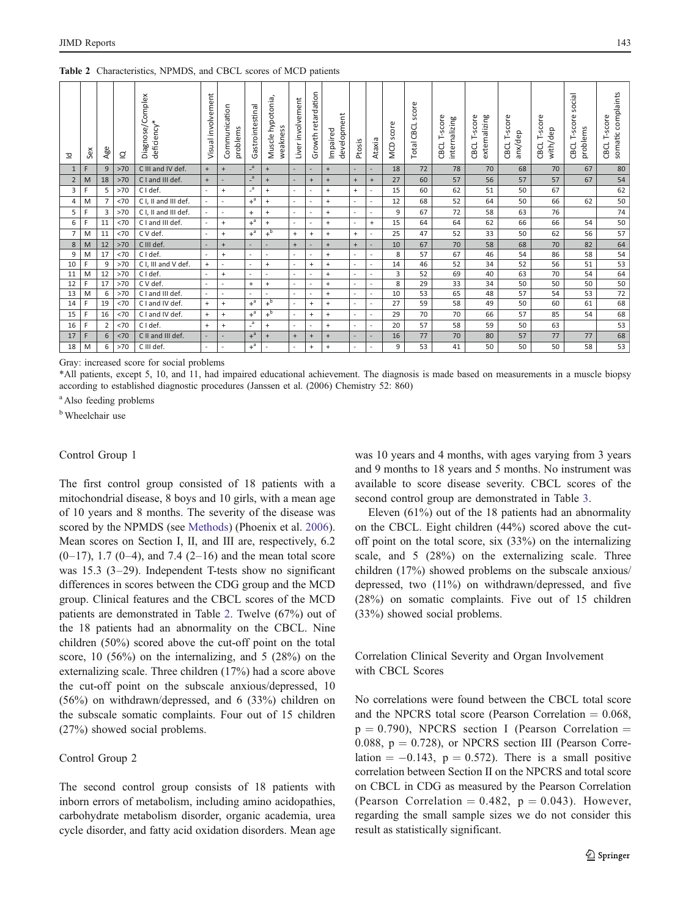**Table 2** Characteristics, NPMDS, and CBCL scores of MCD patients

| Id | Sex | Age | IQ | Diagnose/Complex deficiency* | Visual involvement | Communication problems | Gastrointestinal | Muscle hypotonia, weakness | Liver involvement | Growth retardation | Impaired development | Ptosis | Ataxia | MCD score | Total CBCL score | CBCL T-score internalizing | CBCL T-score externalizing | CBCL T-score anx/dep | CBCL T-score with/dep | CBCL T-score social problems | CBCL T-score somatic complaints |
|---|---|---|---|---|---|---|---|---|---|---|---|---|---|---|---|---|---|---|---|---|---|
| 1 | F | 9 | >70 | C III and IV def. | + | + | -[a] | + | - | - | + | - | - | 18 | 72 | 78 | 70 | 68 | 70 | 67 | 80 |
| 2 | M | 18 | >70 | C I and III def. | + | - | -[a] | + | - | + | + | + | + | 27 | 60 | 57 | 56 | 57 | 57 | 67 | 54 |
| 3 | F | 5 | >70 | C I def. | - | + | -[a] | + | - | - | + | + | - | 15 | 60 | 62 | 51 | 50 | 67 | | 62 |
| 4 | M | 7 | <70 | C I, II and III def. | - | - | +[a] | + | - | - | + | - | - | 12 | 68 | 52 | 64 | 50 | 66 | 62 | 50 |
| 5 | F | 3 | >70 | C I, II and III def. | - | - | + | + | - | - | + | - | - | 9 | 67 | 72 | 58 | 63 | 76 | | 74 |
| 6 | F | 11 | <70 | C I and III def. | - | + | +[a] | + | - | - | + | - | + | 15 | 64 | 64 | 62 | 66 | 66 | 54 | 50 |
| 7 | M | 11 | <70 | C V def. | - | + | +[a] | +[b] | + | + | + | + | - | 25 | 47 | 52 | 33 | 50 | 62 | 56 | 57 |
| 8 | M | 12 | >70 | C III def. | - | + | - | - | + | - | + | + | - | 10 | 67 | 70 | 58 | 68 | 70 | 82 | 64 |
| 9 | M | 17 | <70 | C I def. | - | + | - | - | - | - | + | - | - | 8 | 57 | 67 | 46 | 54 | 86 | 58 | 54 |
| 10 | F | 9 | >70 | C I, III and V def. | + | - | - | + | - | + | + | - | - | 14 | 46 | 52 | 34 | 52 | 56 | 51 | 53 |
| 11 | M | 12 | >70 | C I def. | - | + | - | - | - | - | + | - | - | 3 | 52 | 69 | 40 | 63 | 70 | 54 | 64 |
| 12 | F | 17 | >70 | C V def. | - | - | + | + | - | - | + | - | - | 8 | 29 | 33 | 34 | 50 | 50 | 50 | 50 |
| 13 | M | 6 | >70 | C I and III def. | - | - | - | - | - | - | + | - | - | 10 | 53 | 65 | 48 | 57 | 54 | 53 | 72 |
| 14 | F | 19 | <70 | C I and IV def. | + | + | +[a] | +[b] | - | + | + | - | - | 27 | 59 | 58 | 49 | 50 | 60 | 61 | 68 |
| 15 | F | 16 | <70 | C I and IV def. | + | + | +[a] | +[b] | - | + | + | - | - | 29 | 70 | 70 | 66 | 57 | 85 | 54 | 68 |
| 16 | F | 2 | <70 | C I def. | + | + | -[a] | + | - | - | + | - | - | 20 | 57 | 58 | 59 | 50 | 63 | | 53 |
| 17 | F | 6 | <70 | C II and III def. | - | - | +[a] | + | + | + | + | - | - | 16 | 77 | 70 | 80 | 57 | 77 | 77 | 68 |
| 18 | M | 6 | >70 | C III def. | - | - | +[a] | - | - | + | + | - | - | 9 | 53 | 41 | 50 | 50 | 50 | 58 | 53 |

Gray: increased score for social problems

*All patients, except 5, 10, and 11, had impaired educational achievement. The diagnosis is made based on measurements in a muscle biopsy according to established diagnostic procedures (Janssen et al. (2006) Chemistry 52: 860)

[a] Also feeding problems

[b] Wheelchair use

### Control Group 1

The first control group consisted of 18 patients with a mitochondrial disease, 8 boys and 10 girls, with a mean age of 10 years and 8 months. The severity of the disease was scored by the NPMDS (see Methods) (Phoenix et al. 2006). Mean scores on Section I, II, and III are, respectively, 6.2 (0–17), 1.7 (0–4), and 7.4 (2–16) and the mean total score was 15.3 (3–29). Independent T-tests show no significant differences in scores between the CDG group and the MCD group. Clinical features and the CBCL scores of the MCD patients are demonstrated in Table 2. Twelve (67%) out of the 18 patients had an abnormality on the CBCL. Nine children (50%) scored above the cut-off point on the total score, 10 (56%) on the internalizing, and 5 (28%) on the externalizing scale. Three children (17%) had a score above the cut-off point on the subscale anxious/depressed, 10 (56%) on withdrawn/depressed, and 6 (33%) children on the subscale somatic complaints. Four out of 15 children (27%) showed social problems.

### Control Group 2

The second control group consists of 18 patients with inborn errors of metabolism, including amino acidopathies, carbohydrate metabolism disorder, organic academia, urea cycle disorder, and fatty acid oxidation disorders. Mean age was 10 years and 4 months, with ages varying from 3 years and 9 months to 18 years and 5 months. No instrument was available to score disease severity. CBCL scores of the second control group are demonstrated in Table 3.

Eleven (61%) out of the 18 patients had an abnormality on the CBCL. Eight children (44%) scored above the cut-off point on the total score, six (33%) on the internalizing scale, and 5 (28%) on the externalizing scale. Three children (17%) showed problems on the subscale anxious/depressed, two (11%) on withdrawn/depressed, and five (28%) on somatic complaints. Five out of 15 children (33%) showed social problems.

### Correlation Clinical Severity and Organ Involvement with CBCL Scores

No correlations were found between the CBCL total score and the NPCRS total score (Pearson Correlation = 0.068, $p = 0.790$), NPCRS section I (Pearson Correlation = 0.088, $p = 0.728$), or NPCRS section III (Pearson Correlation = $-0.143$, $p = 0.572$). There is a small positive correlation between Section II on the NPCRS and total score on CBCL in CDG as measured by the Pearson Correlation (Pearson Correlation = 0.482, $p = 0.043$). However, regarding the small sample sizes we do not consider this result as statistically significant.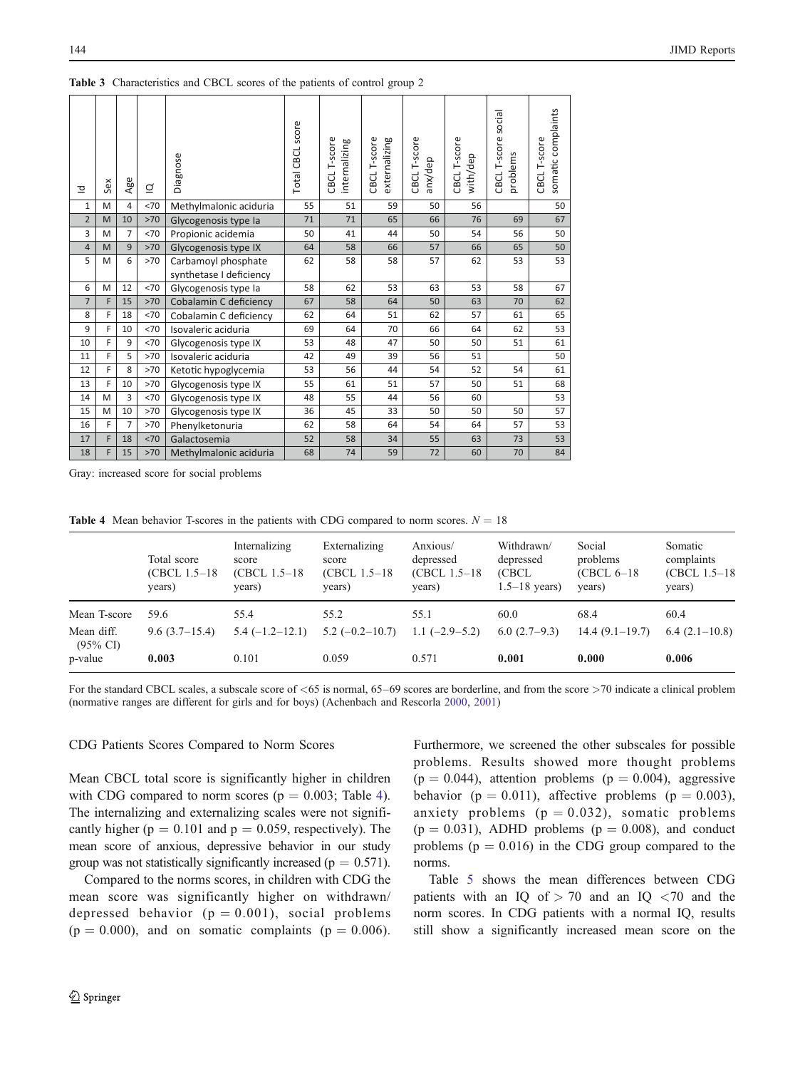**Table 3** Characteristics and CBCL scores of the patients of control group 2

| Id | Sex | Age | IQ | Diagnose | Total CBCL score | CBCL T-score internalizing | CBCL T-score externalizing | CBCL T-score anx/dep | CBCL T-score with/dep | CBCL T-score social problems | CBCL T-score somatic complaints |
|---|---|---|---|---|---|---|---|---|---|---|---|
| 1 | M | 4 | <70 | Methylmalonic aciduria | 55 | 51 | 59 | 50 | 56 | | 50 |
| 2 | M | 10 | >70 | Glycogenosis type Ia | 71 | 71 | 65 | 66 | 76 | 69 | 67 |
| 3 | M | 7 | <70 | Propionic acidemia | 50 | 41 | 44 | 50 | 54 | 56 | 50 |
| 4 | M | 9 | >70 | Glycogenosis type IX | 64 | 58 | 66 | 57 | 66 | 65 | 50 |
| 5 | M | 6 | >70 | Carbamoyl phosphate synthetase I deficiency | 62 | 58 | 58 | 57 | 62 | 53 | 53 |
| 6 | M | 12 | <70 | Glycogenosis type Ia | 58 | 62 | 53 | 63 | 53 | 58 | 67 |
| 7 | F | 15 | >70 | Cobalamin C deficiency | 67 | 58 | 64 | 50 | 63 | 70 | 62 |
| 8 | F | 18 | <70 | Cobalamin C deficiency | 62 | 64 | 51 | 62 | 57 | 61 | 65 |
| 9 | F | 10 | <70 | Isovaleric aciduria | 69 | 64 | 70 | 66 | 64 | 62 | 53 |
| 10 | F | 9 | <70 | Glycogenosis type IX | 53 | 48 | 47 | 50 | 50 | 51 | 61 |
| 11 | F | 5 | >70 | Isovaleric aciduria | 42 | 49 | 39 | 56 | 51 | | 50 |
| 12 | F | 8 | >70 | Ketotic hypoglycemia | 53 | 56 | 44 | 54 | 52 | 54 | 61 |
| 13 | F | 10 | >70 | Glycogenosis type IX | 55 | 61 | 51 | 57 | 50 | 51 | 68 |
| 14 | M | 3 | <70 | Glycogenosis type IX | 48 | 55 | 44 | 56 | 60 | | 53 |
| 15 | M | 10 | >70 | Glycogenosis type IX | 36 | 45 | 33 | 50 | 50 | 50 | 57 |
| 16 | F | 7 | >70 | Phenylketonuria | 62 | 58 | 64 | 54 | 64 | 57 | 53 |
| 17 | F | 18 | <70 | Galactosemia | 52 | 58 | 34 | 55 | 63 | 73 | 53 |
| 18 | F | 15 | >70 | Methylmalonic aciduria | 68 | 74 | 59 | 72 | 60 | 70 | 84 |

Gray: increased score for social problems

**Table 4** Mean behavior T-scores in the patients with CDG compared to norm scores. $N = 18$

| | Total score (CBCL 1.5–18 years) | Internalizing score (CBCL 1.5–18 years) | Externalizing score (CBCL 1.5–18 years) | Anxious/ depressed (CBCL 1.5–18 years) | Withdrawn/ depressed (CBCL 1.5–18 years) | Social problems (CBCL 6–18 years) | Somatic complaints (CBCL 1.5–18 years) |
|---|---|---|---|---|---|---|---|
| Mean T-score | 59.6 | 55.4 | 55.2 | 55.1 | 60.0 | 68.4 | 60.4 |
| Mean diff. (95% CI) | 9.6 (3.7–15.4) | 5.4 (−1.2–12.1) | 5.2 (−0.2–10.7) | 1.1 (−2.9–5.2) | 6.0 (2.7–9.3) | 14.4 (9.1–19.7) | 6.4 (2.1–10.8) |
| p-value | **0.003** | 0.101 | 0.059 | 0.571 | **0.001** | **0.000** | **0.006** |

For the standard CBCL scales, a subscale score of <65 is normal, 65–69 scores are borderline, and from the score >70 indicate a clinical problem (normative ranges are different for girls and for boys) (Achenbach and Rescorla 2000, 2001)

### CDG Patients Scores Compared to Norm Scores

Mean CBCL total score is significantly higher in children with CDG compared to norm scores ($p = 0.003$; Table 4). The internalizing and externalizing scales were not significantly higher ($p = 0.101$ and $p = 0.059$, respectively). The mean score of anxious, depressive behavior in our study group was not statistically significantly increased ($p = 0.571$).

Compared to the norms scores, in children with CDG the mean score was significantly higher on withdrawn/ depressed behavior ($p = 0.001$), social problems ($p = 0.000$), and on somatic complaints ($p = 0.006$). Furthermore, we screened the other subscales for possible problems. Results showed more thought problems ($p = 0.044$), attention problems ($p = 0.004$), aggressive behavior ($p = 0.011$), affective problems ($p = 0.003$), anxiety problems ($p = 0.032$), somatic problems ($p = 0.031$), ADHD problems ($p = 0.008$), and conduct problems ($p = 0.016$) in the CDG group compared to the norms.

Table 5 shows the mean differences between CDG patients with an IQ of > 70 and an IQ <70 and the norm scores. In CDG patients with a normal IQ, results still show a significantly increased mean score on the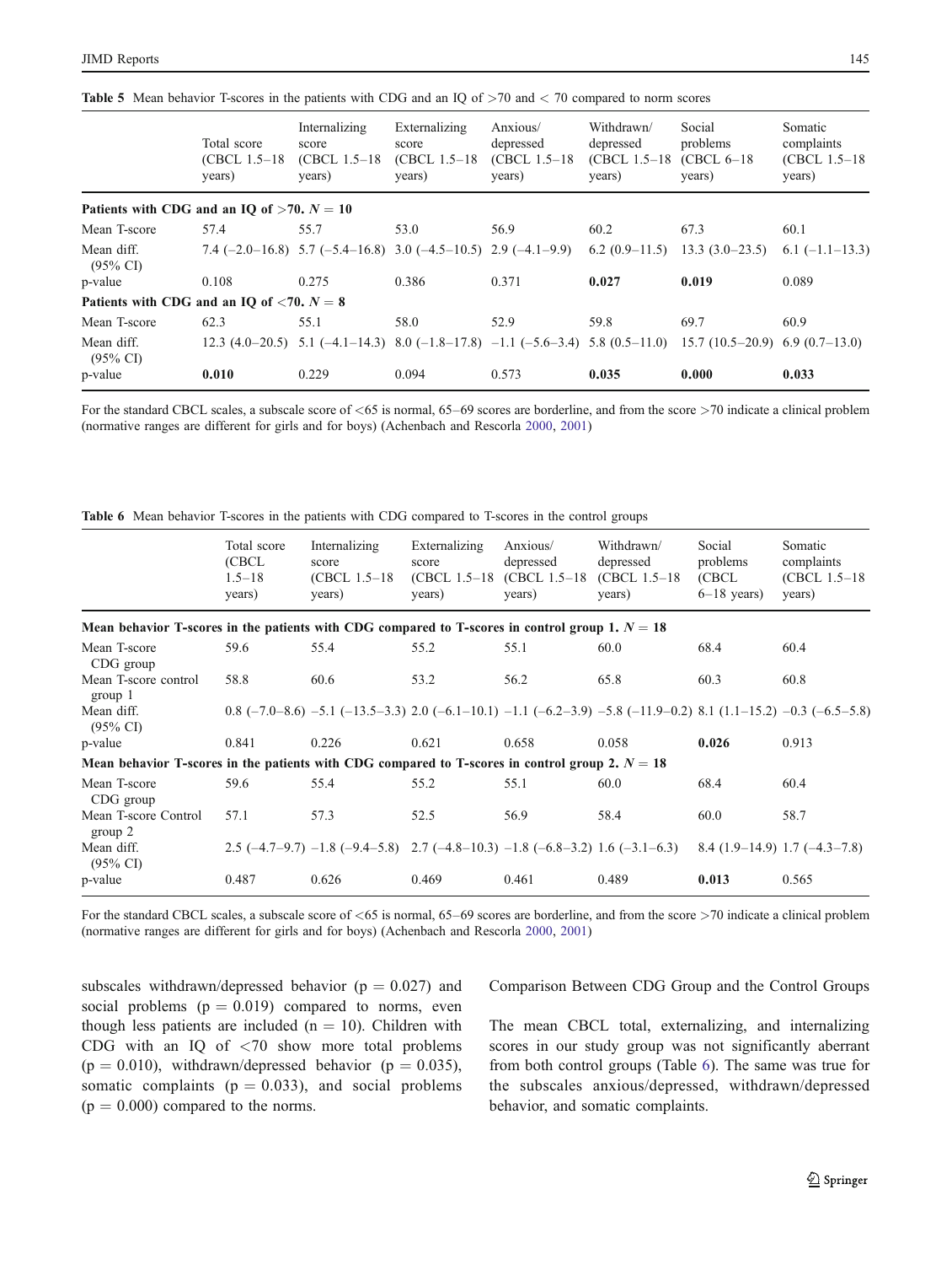**Table 5** Mean behavior T-scores in the patients with CDG and an IQ of >70 and < 70 compared to norm scores

| | Total score (CBCL 1.5–18 years) | Internalizing score (CBCL 1.5–18 years) | Externalizing score (CBCL 1.5–18 years) | Anxious/ depressed (CBCL 1.5–18 years) | Withdrawn/ depressed (CBCL 1.5–18 years) | Social problems (CBCL 6–18 years) | Somatic complaints (CBCL 1.5–18 years) |
|---|---|---|---|---|---|---|---|
| **Patients with CDG and an IQ of >70. N = 10** | | | | | | | |
| Mean T-score | 57.4 | 55.7 | 53.0 | 56.9 | 60.2 | 67.3 | 60.1 |
| Mean diff. (95% CI) | 7.4 (–2.0–16.8) | 5.7 (–5.4–16.8) | 3.0 (–4.5–10.5) | 2.9 (–4.1–9.9) | 6.2 (0.9–11.5) | 13.3 (3.0–23.5) | 6.1 (–1.1–13.3) |
| p-value | 0.108 | 0.275 | 0.386 | 0.371 | **0.027** | **0.019** | 0.089 |
| **Patients with CDG and an IQ of <70. N = 8** | | | | | | | |
| Mean T-score | 62.3 | 55.1 | 58.0 | 52.9 | 59.8 | 69.7 | 60.9 |
| Mean diff. (95% CI) | 12.3 (4.0–20.5) | 5.1 (–4.1–14.3) | 8.0 (–1.8–17.8) | –1.1 (–5.6–3.4) | 5.8 (0.5–11.0) | 15.7 (10.5–20.9) | 6.9 (0.7–13.0) |
| p-value | **0.010** | 0.229 | 0.094 | 0.573 | **0.035** | **0.000** | **0.033** |

For the standard CBCL scales, a subscale score of <65 is normal, 65–69 scores are borderline, and from the score >70 indicate a clinical problem (normative ranges are different for girls and for boys) (Achenbach and Rescorla 2000, 2001)

**Table 6** Mean behavior T-scores in the patients with CDG compared to T-scores in the control groups

| | Total score (CBCL 1.5–18 years) | Internalizing score (CBCL 1.5–18 years) | Externalizing score (CBCL 1.5–18 years) | Anxious/ depressed (CBCL 1.5–18 years) | Withdrawn/ depressed (CBCL 1.5–18 years) | Social problems (CBCL 6–18 years) | Somatic complaints (CBCL 1.5–18 years) |
|---|---|---|---|---|---|---|---|
| **Mean behavior T-scores in the patients with CDG compared to T-scores in control group 1. N = 18** | | | | | | | |
| Mean T-score CDG group | 59.6 | 55.4 | 55.2 | 55.1 | 60.0 | 68.4 | 60.4 |
| Mean T-score control group 1 | 58.8 | 60.6 | 53.2 | 56.2 | 65.8 | 60.3 | 60.8 |
| Mean diff. (95% CI) | 0.8 (–7.0–8.6) | –5.1 (–13.5–3.3) | 2.0 (–6.1–10.1) | –1.1 (–6.2–3.9) | –5.8 (–11.9–0.2) | 8.1 (1.1–15.2) | –0.3 (–6.5–5.8) |
| p-value | 0.841 | 0.226 | 0.621 | 0.658 | 0.058 | **0.026** | 0.913 |
| **Mean behavior T-scores in the patients with CDG compared to T-scores in control group 2. N = 18** | | | | | | | |
| Mean T-score CDG group | 59.6 | 55.4 | 55.2 | 55.1 | 60.0 | 68.4 | 60.4 |
| Mean T-score Control group 2 | 57.1 | 57.3 | 52.5 | 56.9 | 58.4 | 60.0 | 58.7 |
| Mean diff. (95% CI) | 2.5 (–4.7–9.7) | –1.8 (–9.4–5.8) | 2.7 (–4.8–10.3) | –1.8 (–6.8–3.2) | 1.6 (–3.1–6.3) | 8.4 (1.9–14.9) | 1.7 (–4.3–7.8) |
| p-value | 0.487 | 0.626 | 0.469 | 0.461 | 0.489 | **0.013** | 0.565 |

For the standard CBCL scales, a subscale score of <65 is normal, 65–69 scores are borderline, and from the score >70 indicate a clinical problem (normative ranges are different for girls and for boys) (Achenbach and Rescorla 2000, 2001)

subscales withdrawn/depressed behavior ($p = 0.027$) and social problems ($p = 0.019$) compared to norms, even though less patients are included ($n = 10$). Children with CDG with an IQ of <70 show more total problems ($p = 0.010$), withdrawn/depressed behavior ($p = 0.035$), somatic complaints ($p = 0.033$), and social problems ($p = 0.000$) compared to the norms.

### Comparison Between CDG Group and the Control Groups

The mean CBCL total, externalizing, and internalizing scores in our study group was not significantly aberrant from both control groups (Table 6). The same was true for the subscales anxious/depressed, withdrawn/depressed behavior, and somatic complaints.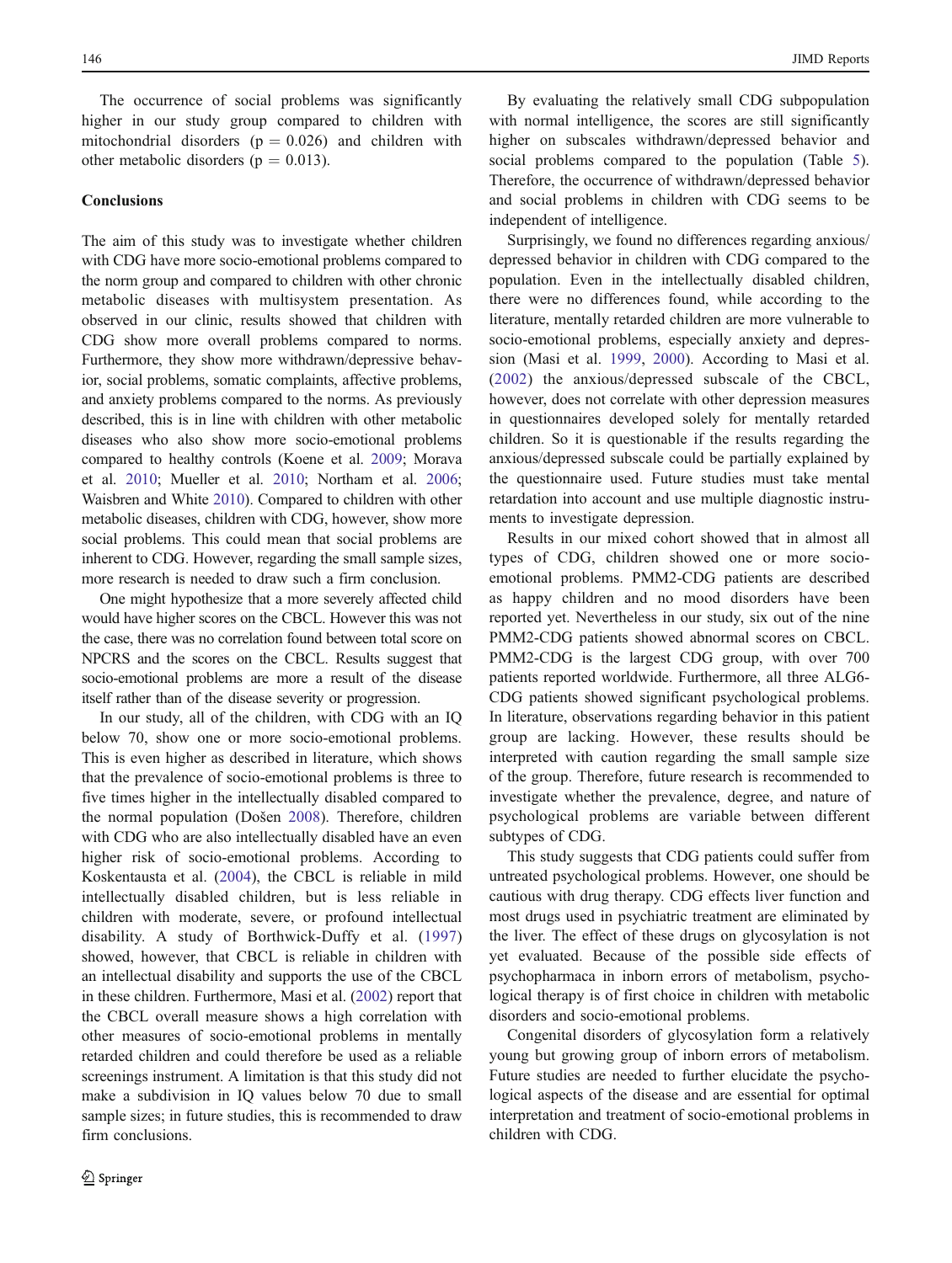The occurrence of social problems was significantly higher in our study group compared to children with mitochondrial disorders ($p = 0.026$) and children with other metabolic disorders ($p = 0.013$).

## Conclusions

The aim of this study was to investigate whether children with CDG have more socio-emotional problems compared to the norm group and compared to children with other chronic metabolic diseases with multisystem presentation. As observed in our clinic, results showed that children with CDG show more overall problems compared to norms. Furthermore, they show more withdrawn/depressive behavior, social problems, somatic complaints, affective problems, and anxiety problems compared to the norms. As previously described, this is in line with children with other metabolic diseases who also show more socio-emotional problems compared to healthy controls (Koene et al. 2009; Morava et al. 2010; Mueller et al. 2010; Northam et al. 2006; Waisbren and White 2010). Compared to children with other metabolic diseases, children with CDG, however, show more social problems. This could mean that social problems are inherent to CDG. However, regarding the small sample sizes, more research is needed to draw such a firm conclusion.

One might hypothesize that a more severely affected child would have higher scores on the CBCL. However this was not the case, there was no correlation found between total score on NPCRS and the scores on the CBCL. Results suggest that socio-emotional problems are more a result of the disease itself rather than of the disease severity or progression.

In our study, all of the children, with CDG with an IQ below 70, show one or more socio-emotional problems. This is even higher as described in literature, which shows that the prevalence of socio-emotional problems is three to five times higher in the intellectually disabled compared to the normal population (Došen 2008). Therefore, children with CDG who are also intellectually disabled have an even higher risk of socio-emotional problems. According to Koskentausta et al. (2004), the CBCL is reliable in mild intellectually disabled children, but is less reliable in children with moderate, severe, or profound intellectual disability. A study of Borthwick-Duffy et al. (1997) showed, however, that CBCL is reliable in children with an intellectual disability and supports the use of the CBCL in these children. Furthermore, Masi et al. (2002) report that the CBCL overall measure shows a high correlation with other measures of socio-emotional problems in mentally retarded children and could therefore be used as a reliable screenings instrument. A limitation is that this study did not make a subdivision in IQ values below 70 due to small sample sizes; in future studies, this is recommended to draw firm conclusions.

By evaluating the relatively small CDG subpopulation with normal intelligence, the scores are still significantly higher on subscales withdrawn/depressed behavior and social problems compared to the population (Table 5). Therefore, the occurrence of withdrawn/depressed behavior and social problems in children with CDG seems to be independent of intelligence.

Surprisingly, we found no differences regarding anxious/depressed behavior in children with CDG compared to the population. Even in the intellectually disabled children, there were no differences found, while according to the literature, mentally retarded children are more vulnerable to socio-emotional problems, especially anxiety and depression (Masi et al. 1999, 2000). According to Masi et al. (2002) the anxious/depressed subscale of the CBCL, however, does not correlate with other depression measures in questionnaires developed solely for mentally retarded children. So it is questionable if the results regarding the anxious/depressed subscale could be partially explained by the questionnaire used. Future studies must take mental retardation into account and use multiple diagnostic instruments to investigate depression.

Results in our mixed cohort showed that in almost all types of CDG, children showed one or more socio-emotional problems. PMM2-CDG patients are described as happy children and no mood disorders have been reported yet. Nevertheless in our study, six out of the nine PMM2-CDG patients showed abnormal scores on CBCL. PMM2-CDG is the largest CDG group, with over 700 patients reported worldwide. Furthermore, all three ALG6-CDG patients showed significant psychological problems. In literature, observations regarding behavior in this patient group are lacking. However, these results should be interpreted with caution regarding the small sample size of the group. Therefore, future research is recommended to investigate whether the prevalence, degree, and nature of psychological problems are variable between different subtypes of CDG.

This study suggests that CDG patients could suffer from untreated psychological problems. However, one should be cautious with drug therapy. CDG effects liver function and most drugs used in psychiatric treatment are eliminated by the liver. The effect of these drugs on glycosylation is not yet evaluated. Because of the possible side effects of psychopharmaca in inborn errors of metabolism, psychological therapy is of first choice in children with metabolic disorders and socio-emotional problems.

Congenital disorders of glycosylation form a relatively young but growing group of inborn errors of metabolism. Future studies are needed to further elucidate the psychological aspects of the disease and are essential for optimal interpretation and treatment of socio-emotional problems in children with CDG.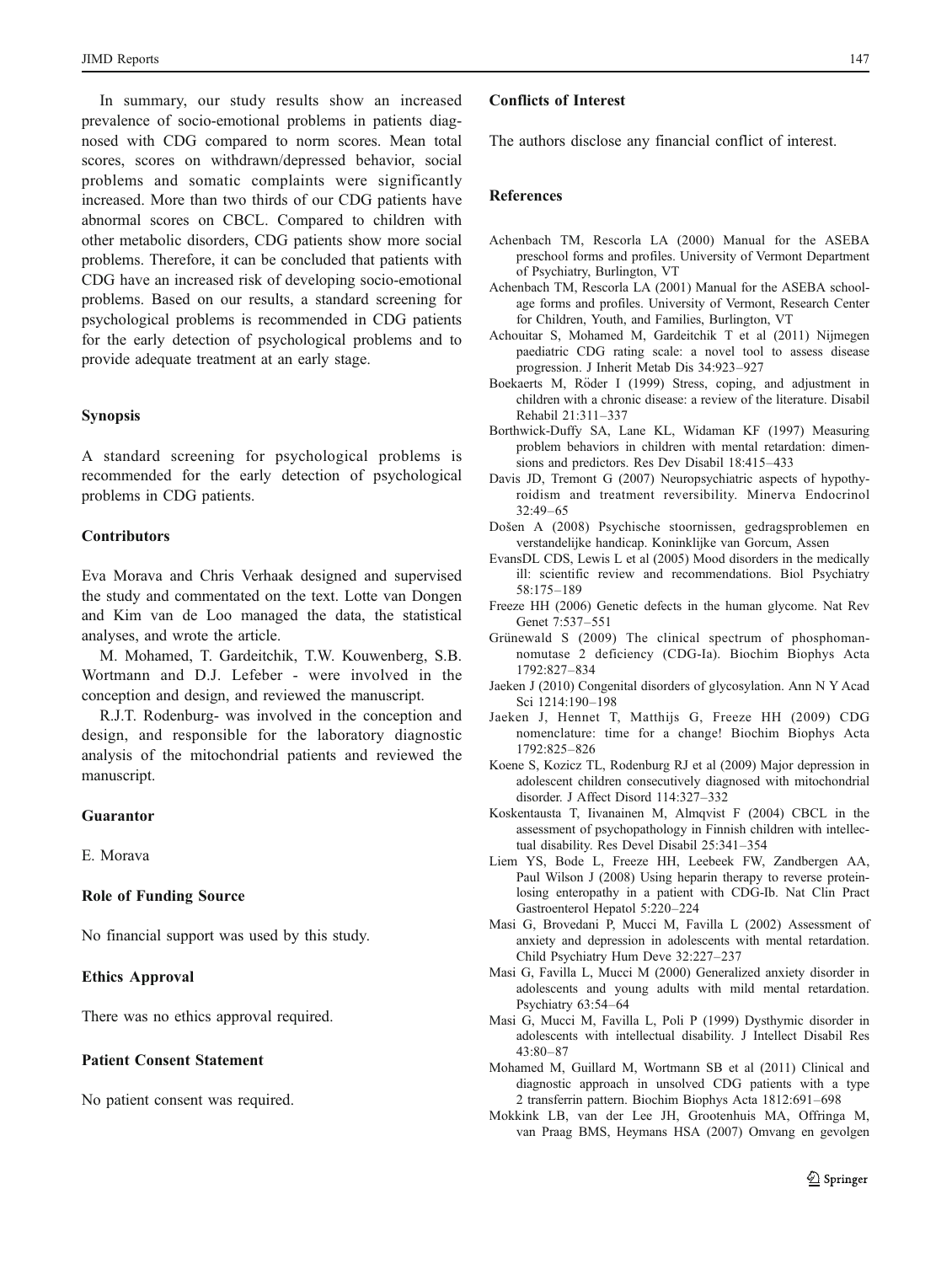In summary, our study results show an increased prevalence of socio-emotional problems in patients diagnosed with CDG compared to norm scores. Mean total scores, scores on withdrawn/depressed behavior, social problems and somatic complaints were significantly increased. More than two thirds of our CDG patients have abnormal scores on CBCL. Compared to children with other metabolic disorders, CDG patients show more social problems. Therefore, it can be concluded that patients with CDG have an increased risk of developing socio-emotional problems. Based on our results, a standard screening for psychological problems is recommended in CDG patients for the early detection of psychological problems and to provide adequate treatment at an early stage.

### Synopsis

A standard screening for psychological problems is recommended for the early detection of psychological problems in CDG patients.

### Contributors

Eva Morava and Chris Verhaak designed and supervised the study and commentated on the text. Lotte van Dongen and Kim van de Loo managed the data, the statistical analyses, and wrote the article.

M. Mohamed, T. Gardeitchik, T.W. Kouwenberg, S.B. Wortmann and D.J. Lefeber - were involved in the conception and design, and reviewed the manuscript.

R.J.T. Rodenburg- was involved in the conception and design, and responsible for the laboratory diagnostic analysis of the mitochondrial patients and reviewed the manuscript.

### Guarantor

E. Morava

### Role of Funding Source

No financial support was used by this study.

### Ethics Approval

There was no ethics approval required.

### Patient Consent Statement

No patient consent was required.

### Conflicts of Interest

The authors disclose any financial conflict of interest.

### References

Achenbach TM, Rescorla LA (2000) Manual for the ASEBA preschool forms and profiles. University of Vermont Department of Psychiatry, Burlington, VT

Achenbach TM, Rescorla LA (2001) Manual for the ASEBA school-age forms and profiles. University of Vermont, Research Center for Children, Youth, and Families, Burlington, VT

Achouitar S, Mohamed M, Gardeitchik T et al (2011) Nijmegen paediatric CDG rating scale: a novel tool to assess disease progression. J Inherit Metab Dis 34:923–927

Boekaerts M, Röder I (1999) Stress, coping, and adjustment in children with a chronic disease: a review of the literature. Disabil Rehabil 21:311–337

Borthwick-Duffy SA, Lane KL, Widaman KF (1997) Measuring problem behaviors in children with mental retardation: dimensions and predictors. Res Dev Disabil 18:415–433

Davis JD, Tremont G (2007) Neuropsychiatric aspects of hypothyroidism and treatment reversibility. Minerva Endocrinol 32:49–65

Došen A (2008) Psychische stoornissen, gedragsproblemen en verstandelijke handicap. Koninklijke van Gorcum, Assen

EvansDL CDS, Lewis L et al (2005) Mood disorders in the medically ill: scientific review and recommendations. Biol Psychiatry 58:175–189

Freeze HH (2006) Genetic defects in the human glycome. Nat Rev Genet 7:537–551

Grünewald S (2009) The clinical spectrum of phosphomannomutase 2 deficiency (CDG-Ia). Biochim Biophys Acta 1792:827–834

Jaeken J (2010) Congenital disorders of glycosylation. Ann N Y Acad Sci 1214:190–198

Jaeken J, Hennet T, Matthijs G, Freeze HH (2009) CDG nomenclature: time for a change! Biochim Biophys Acta 1792:825–826

Koene S, Kozicz TL, Rodenburg RJ et al (2009) Major depression in adolescent children consecutively diagnosed with mitochondrial disorder. J Affect Disord 114:327–332

Koskentausta T, Iivanainen M, Almqvist F (2004) CBCL in the assessment of psychopathology in Finnish children with intellectual disability. Res Devel Disabil 25:341–354

Liem YS, Bode L, Freeze HH, Leebeek FW, Zandbergen AA, Paul Wilson J (2008) Using heparin therapy to reverse protein-losing enteropathy in a patient with CDG-Ib. Nat Clin Pract Gastroenterol Hepatol 5:220–224

Masi G, Brovedani P, Mucci M, Favilla L (2002) Assessment of anxiety and depression in adolescents with mental retardation. Child Psychiatry Hum Deve 32:227–237

Masi G, Favilla L, Mucci M (2000) Generalized anxiety disorder in adolescents and young adults with mild mental retardation. Psychiatry 63:54–64

Masi G, Mucci M, Favilla L, Poli P (1999) Dysthymic disorder in adolescents with intellectual disability. J Intellect Disabil Res 43:80–87

Mohamed M, Guillard M, Wortmann SB et al (2011) Clinical and diagnostic approach in unsolved CDG patients with a type 2 transferrin pattern. Biochim Biophys Acta 1812:691–698

Mokkink LB, van der Lee JH, Grootenhuis MA, Offringa M, van Praag BMS, Heymans HSA (2007) Omvang en gevolgen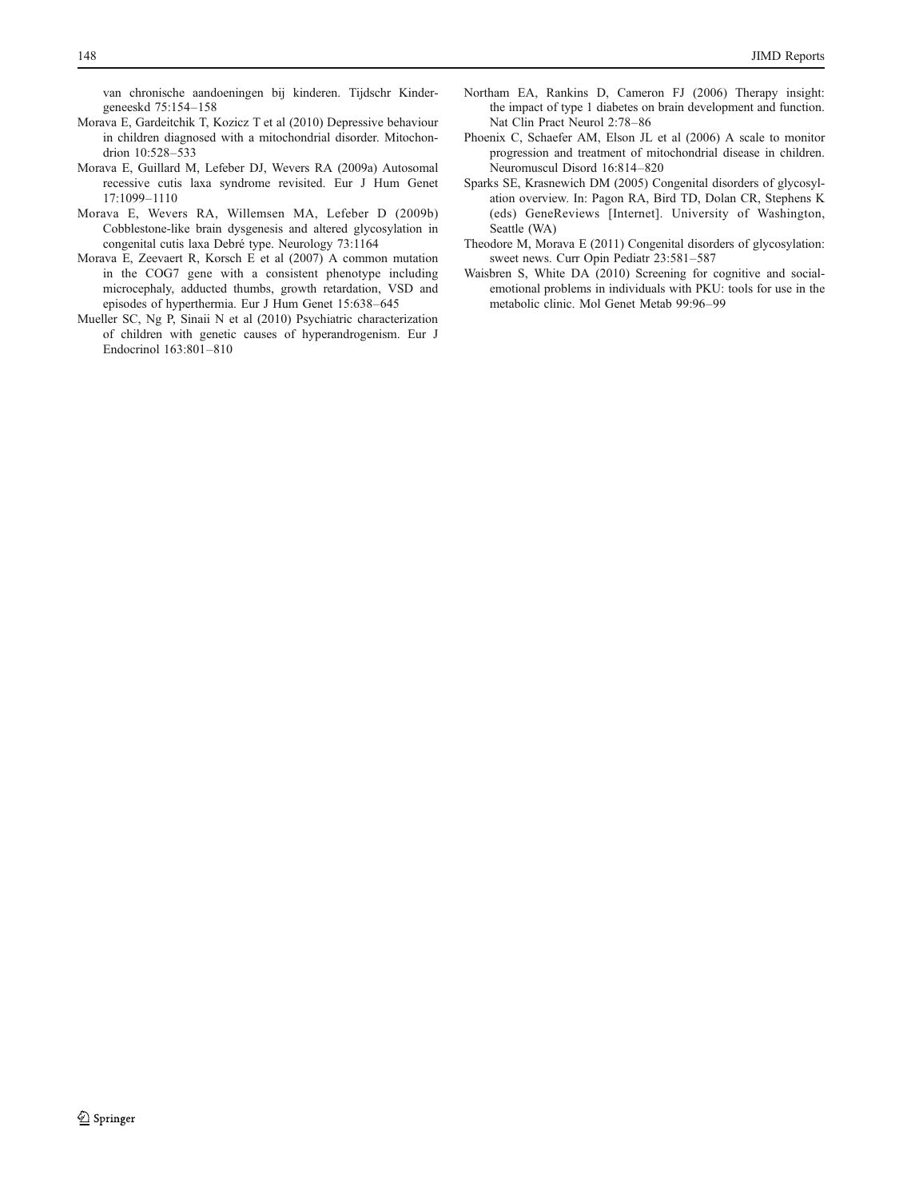van chronische aandoeningen bij kinderen. Tijdschr Kindergeneeskd 75:154–158

Morava E, Gardeitchik T, Kozicz T et al (2010) Depressive behaviour in children diagnosed with a mitochondrial disorder. Mitochondrion 10:528–533

Morava E, Guillard M, Lefeber DJ, Wevers RA (2009a) Autosomal recessive cutis laxa syndrome revisited. Eur J Hum Genet 17:1099–1110

Morava E, Wevers RA, Willemsen MA, Lefeber D (2009b) Cobblestone-like brain dysgenesis and altered glycosylation in congenital cutis laxa Debré type. Neurology 73:1164

Morava E, Zeevaert R, Korsch E et al (2007) A common mutation in the COG7 gene with a consistent phenotype including microcephaly, adducted thumbs, growth retardation, VSD and episodes of hyperthermia. Eur J Hum Genet 15:638–645

Mueller SC, Ng P, Sinaii N et al (2010) Psychiatric characterization of children with genetic causes of hyperandrogenism. Eur J Endocrinol 163:801–810

Northam EA, Rankins D, Cameron FJ (2006) Therapy insight: the impact of type 1 diabetes on brain development and function. Nat Clin Pract Neurol 2:78–86

Phoenix C, Schaefer AM, Elson JL et al (2006) A scale to monitor progression and treatment of mitochondrial disease in children. Neuromuscul Disord 16:814–820

Sparks SE, Krasnewich DM (2005) Congenital disorders of glycosylation overview. In: Pagon RA, Bird TD, Dolan CR, Stephens K (eds) GeneReviews [Internet]. University of Washington, Seattle (WA)

Theodore M, Morava E (2011) Congenital disorders of glycosylation: sweet news. Curr Opin Pediatr 23:581–587

Waisbren S, White DA (2010) Screening for cognitive and social-emotional problems in individuals with PKU: tools for use in the metabolic clinic. Mol Genet Metab 99:96–99